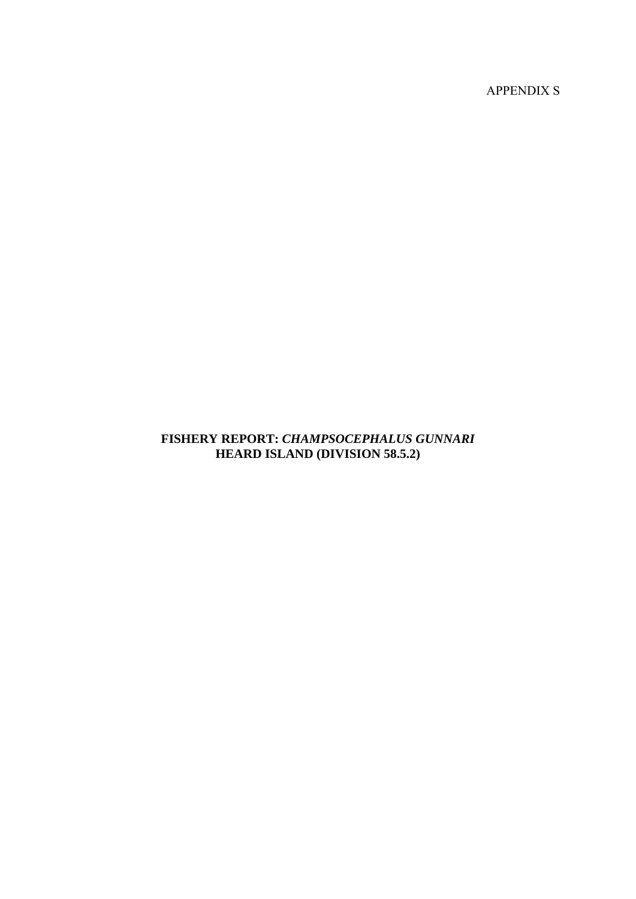APPENDIX S

# FISHERY REPORT: *CHAMPSOCEPHALUS GUNNARI* HEARD ISLAND (DIVISION 58.5.2)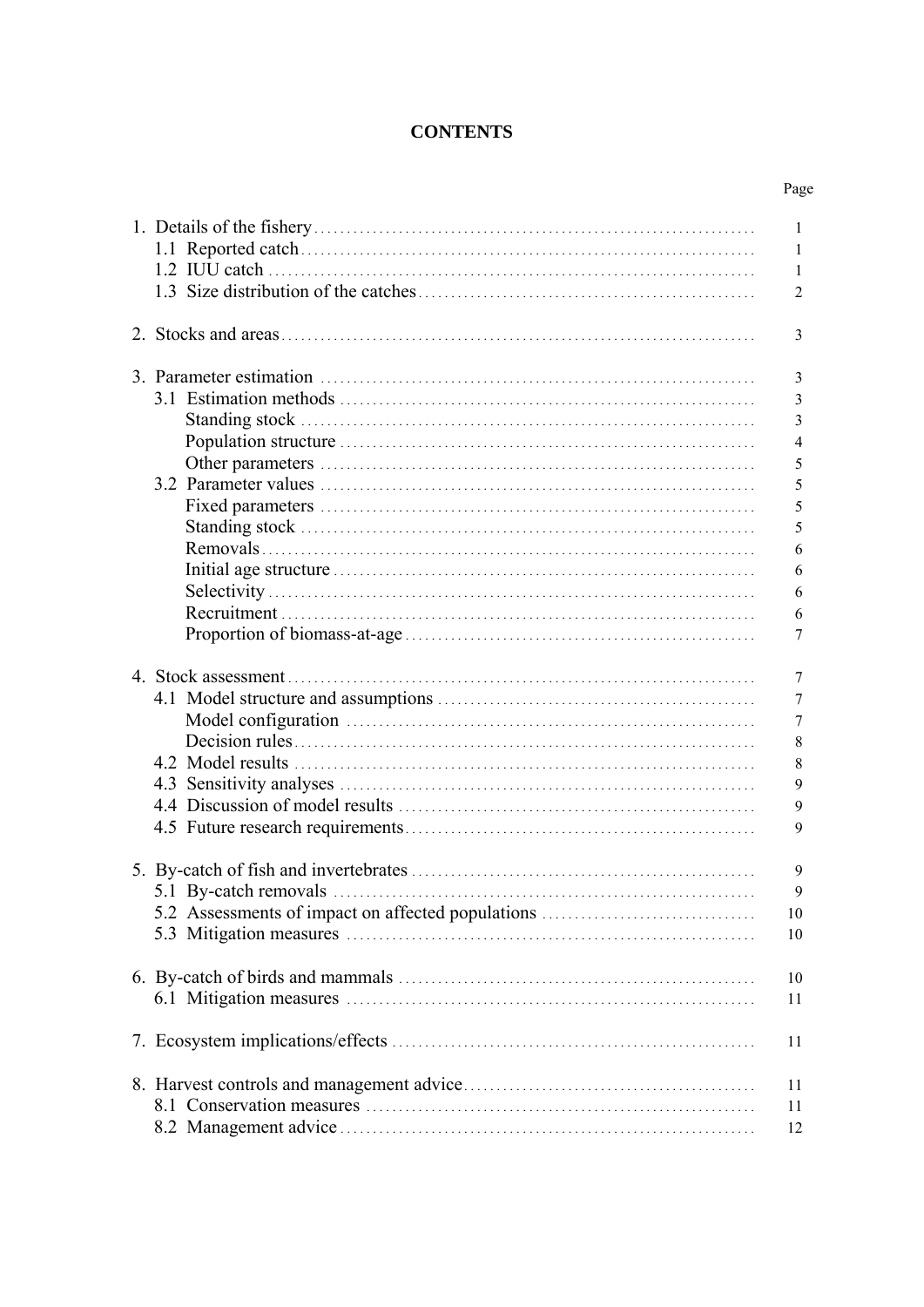# CONTENTS

| | Page |
|---|---|
| 1. Details of the fishery | 1 |
| 1.1 Reported catch | 1 |
| 1.2 IUU catch | 1 |
| 1.3 Size distribution of the catches | 2 |
| 2. Stocks and areas | 3 |
| 3. Parameter estimation | 3 |
| 3.1 Estimation methods | 3 |
| Standing stock | 3 |
| Population structure | 4 |
| Other parameters | 5 |
| 3.2 Parameter values | 5 |
| Fixed parameters | 5 |
| Standing stock | 5 |
| Removals | 6 |
| Initial age structure | 6 |
| Selectivity | 6 |
| Recruitment | 6 |
| Proportion of biomass-at-age | 7 |
| 4. Stock assessment | 7 |
| 4.1 Model structure and assumptions | 7 |
| Model configuration | 7 |
| Decision rules | 8 |
| 4.2 Model results | 8 |
| 4.3 Sensitivity analyses | 9 |
| 4.4 Discussion of model results | 9 |
| 4.5 Future research requirements | 9 |
| 5. By-catch of fish and invertebrates | 9 |
| 5.1 By-catch removals | 9 |
| 5.2 Assessments of impact on affected populations | 10 |
| 5.3 Mitigation measures | 10 |
| 6. By-catch of birds and mammals | 10 |
| 6.1 Mitigation measures | 11 |
| 7. Ecosystem implications/effects | 11 |
| 8. Harvest controls and management advice | 11 |
| 8.1 Conservation measures | 11 |
| 8.2 Management advice | 12 |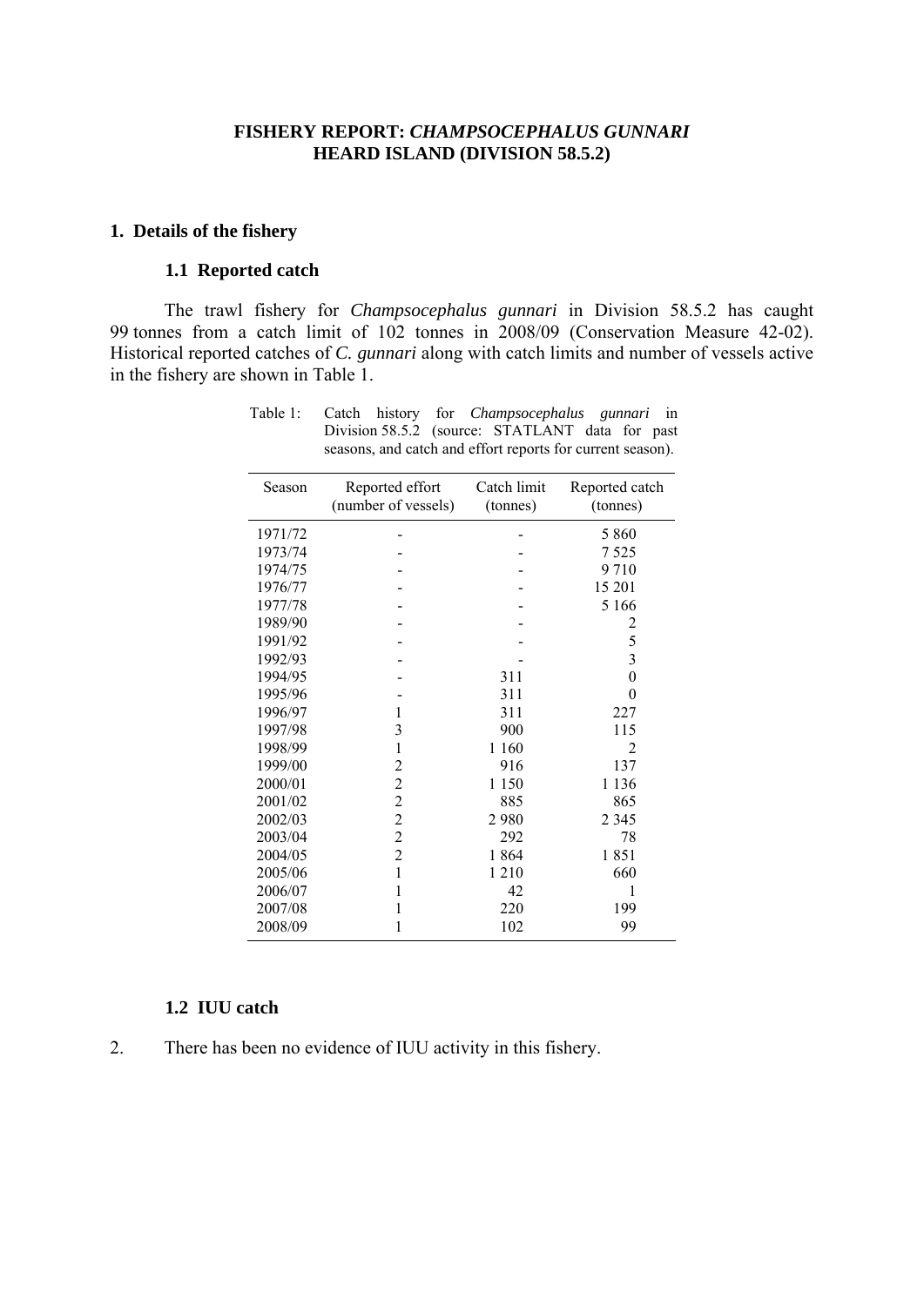# FISHERY REPORT: *CHAMPSOCEPHALUS GUNNARI* HEARD ISLAND (DIVISION 58.5.2)

## 1. Details of the fishery

### 1.1 Reported catch

The trawl fishery for *Champsocephalus gunnari* in Division 58.5.2 has caught 99 tonnes from a catch limit of 102 tonnes in 2008/09 (Conservation Measure 42-02). Historical reported catches of *C. gunnari* along with catch limits and number of vessels active in the fishery are shown in Table 1.

Table 1: Catch history for *Champsocephalus gunnari* in Division 58.5.2 (source: STATLANT data for past seasons, and catch and effort reports for current season).

| Season | Reported effort (number of vessels) | Catch limit (tonnes) | Reported catch (tonnes) |
|---|---|---|---|
| 1971/72 | - | - | 5 860 |
| 1973/74 | - | - | 7 525 |
| 1974/75 | - | - | 9 710 |
| 1976/77 | - | - | 15 201 |
| 1977/78 | - | - | 5 166 |
| 1989/90 | - | - | 2 |
| 1991/92 | - | - | 5 |
| 1992/93 | - | - | 3 |
| 1994/95 | - | 311 | 0 |
| 1995/96 | - | 311 | 0 |
| 1996/97 | 1 | 311 | 227 |
| 1997/98 | 3 | 900 | 115 |
| 1998/99 | 1 | 1 160 | 2 |
| 1999/00 | 2 | 916 | 137 |
| 2000/01 | 2 | 1 150 | 1 136 |
| 2001/02 | 2 | 885 | 865 |
| 2002/03 | 2 | 2 980 | 2 345 |
| 2003/04 | 2 | 292 | 78 |
| 2004/05 | 2 | 1 864 | 1 851 |
| 2005/06 | 1 | 1 210 | 660 |
| 2006/07 | 1 | 42 | 1 |
| 2007/08 | 1 | 220 | 199 |
| 2008/09 | 1 | 102 | 99 |

### 1.2 IUU catch

2. There has been no evidence of IUU activity in this fishery.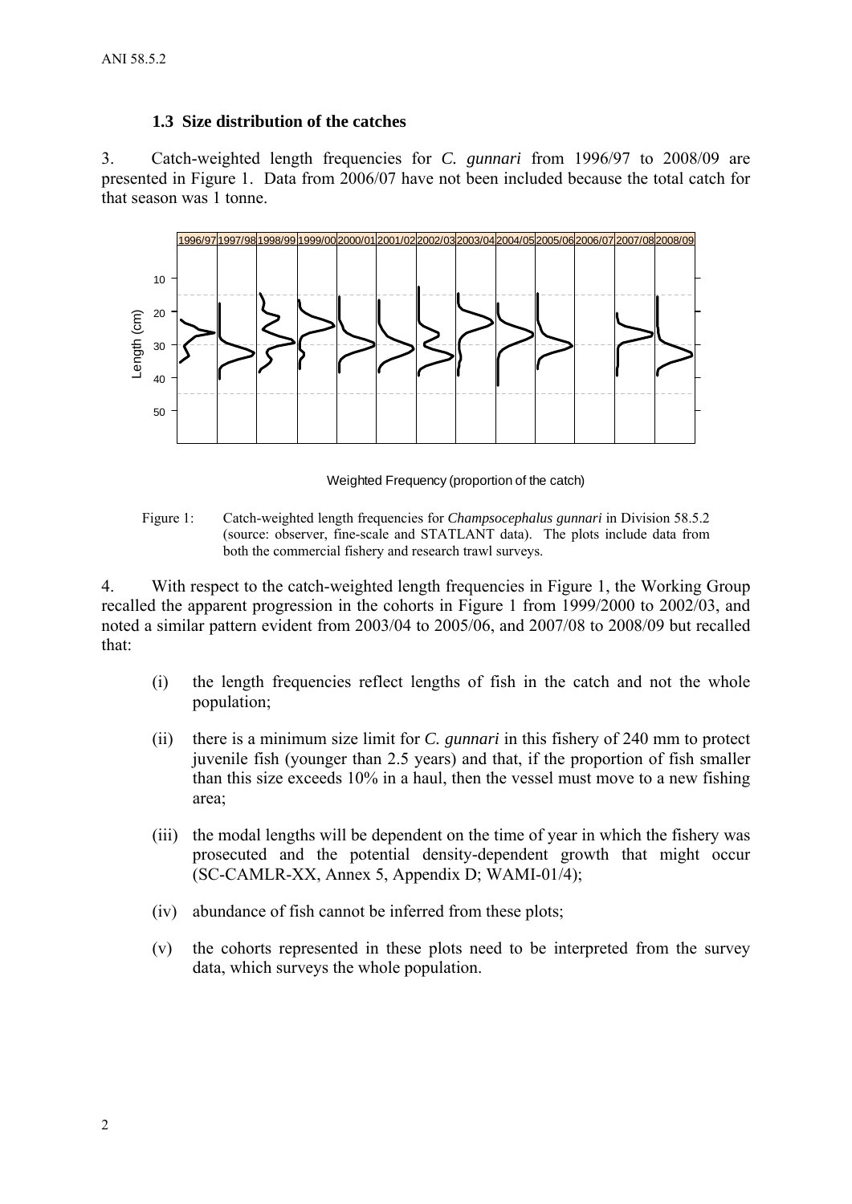### 1.3 Size distribution of the catches

3. Catch-weighted length frequencies for *C. gunnari* from 1996/97 to 2008/09 are presented in Figure 1. Data from 2006/07 have not been included because the total catch for that season was 1 tonne.

Figure 1: Catch-weighted length frequencies for *Champsocephalus gunnari* in Division 58.5.2 (source: observer, fine-scale and STATLANT data). The plots include data from both the commercial fishery and research trawl surveys.

4. With respect to the catch-weighted length frequencies in Figure 1, the Working Group recalled the apparent progression in the cohorts in Figure 1 from 1999/2000 to 2002/03, and noted a similar pattern evident from 2003/04 to 2005/06, and 2007/08 to 2008/09 but recalled that:

(i) the length frequencies reflect lengths of fish in the catch and not the whole population;

(ii) there is a minimum size limit for *C. gunnari* in this fishery of 240 mm to protect juvenile fish (younger than 2.5 years) and that, if the proportion of fish smaller than this size exceeds 10% in a haul, then the vessel must move to a new fishing area;

(iii) the modal lengths will be dependent on the time of year in which the fishery was prosecuted and the potential density-dependent growth that might occur (SC-CAMLR-XX, Annex 5, Appendix D; WAMI-01/4);

(iv) abundance of fish cannot be inferred from these plots;

(v) the cohorts represented in these plots need to be interpreted from the survey data, which surveys the whole population.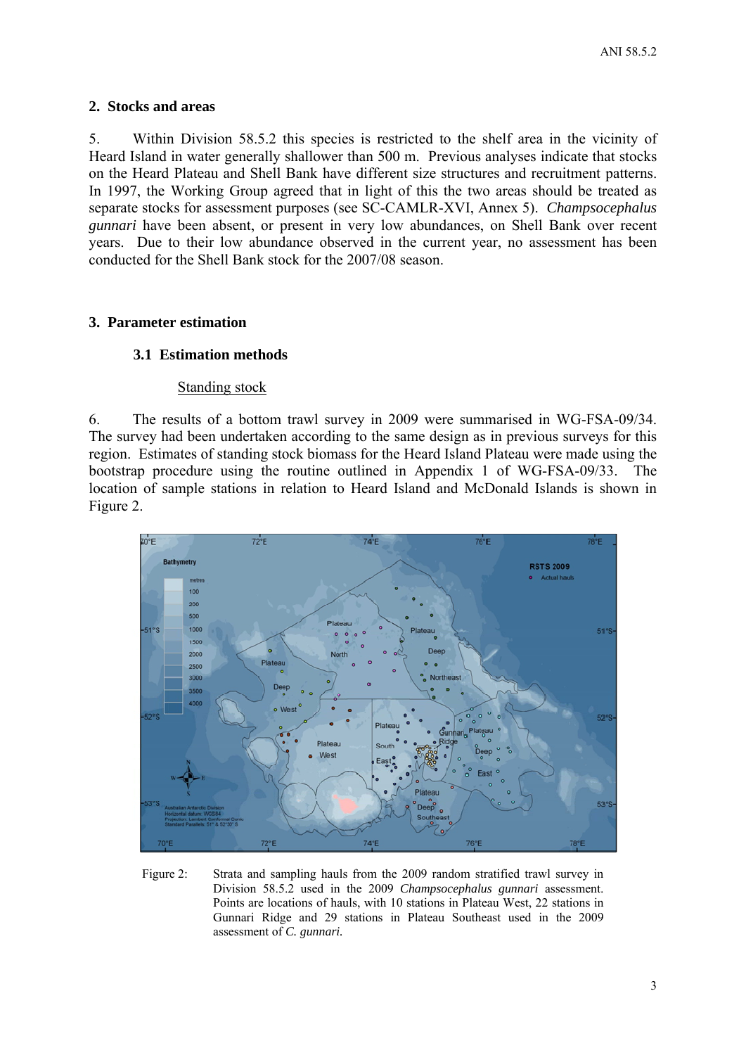## 2. Stocks and areas

5. Within Division 58.5.2 this species is restricted to the shelf area in the vicinity of Heard Island in water generally shallower than 500 m. Previous analyses indicate that stocks on the Heard Plateau and Shell Bank have different size structures and recruitment patterns. In 1997, the Working Group agreed that in light of this the two areas should be treated as separate stocks for assessment purposes (see SC-CAMLR-XVI, Annex 5). *Champsocephalus gunnari* have been absent, or present in very low abundances, on Shell Bank over recent years. Due to their low abundance observed in the current year, no assessment has been conducted for the Shell Bank stock for the 2007/08 season.

## 3. Parameter estimation

### 3.1 Estimation methods

Standing stock

6. The results of a bottom trawl survey in 2009 were summarised in WG-FSA-09/34. The survey had been undertaken according to the same design as in previous surveys for this region. Estimates of standing stock biomass for the Heard Island Plateau were made using the bootstrap procedure using the routine outlined in Appendix 1 of WG-FSA-09/33. The location of sample stations in relation to Heard Island and McDonald Islands is shown in Figure 2.

Figure 2: Strata and sampling hauls from the 2009 random stratified trawl survey in Division 58.5.2 used in the 2009 *Champsocephalus gunnari* assessment. Points are locations of hauls, with 10 stations in Plateau West, 22 stations in Gunnari Ridge and 29 stations in Plateau Southeast used in the 2009 assessment of *C. gunnari*.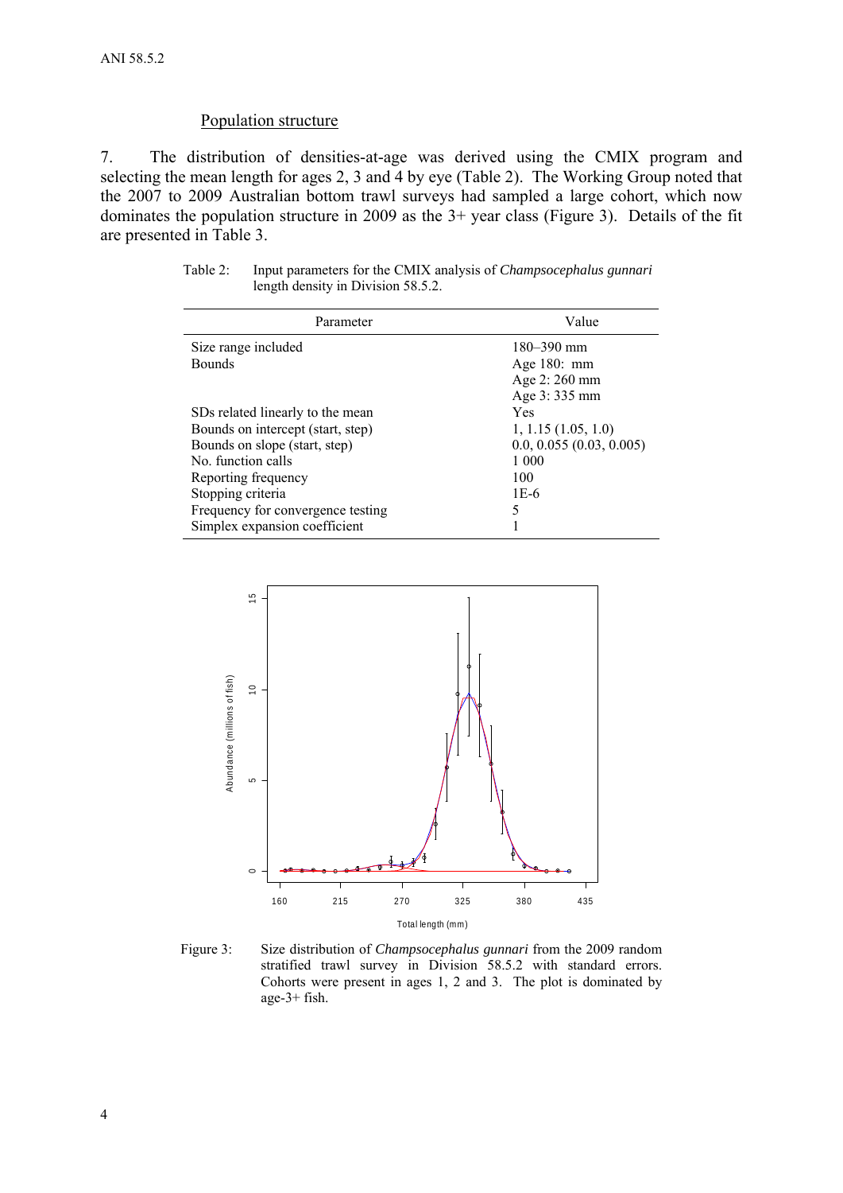### Population structure

7. The distribution of densities-at-age was derived using the CMIX program and selecting the mean length for ages 2, 3 and 4 by eye (Table 2). The Working Group noted that the 2007 to 2009 Australian bottom trawl surveys had sampled a large cohort, which now dominates the population structure in 2009 as the 3+ year class (Figure 3). Details of the fit are presented in Table 3.

Table 2: Input parameters for the CMIX analysis of *Champsocephalus gunnari* length density in Division 58.5.2.

| Parameter | Value |
|---|---|
| Size range included | 180–390 mm |
| Bounds | Age 180: mm |
| | Age 2: 260 mm |
| | Age 3: 335 mm |
| SDs related linearly to the mean | Yes |
| Bounds on intercept (start, step) | 1, 1.15 (1.05, 1.0) |
| Bounds on slope (start, step) | 0.0, 0.055 (0.03, 0.005) |
| No. function calls | 1 000 |
| Reporting frequency | 100 |
| Stopping criteria | 1E-6 |
| Frequency for convergence testing | 5 |
| Simplex expansion coefficient | 1 |

Figure 3: Size distribution of *Champsocephalus gunnari* from the 2009 random stratified trawl survey in Division 58.5.2 with standard errors. Cohorts were present in ages 1, 2 and 3. The plot is dominated by age-3+ fish.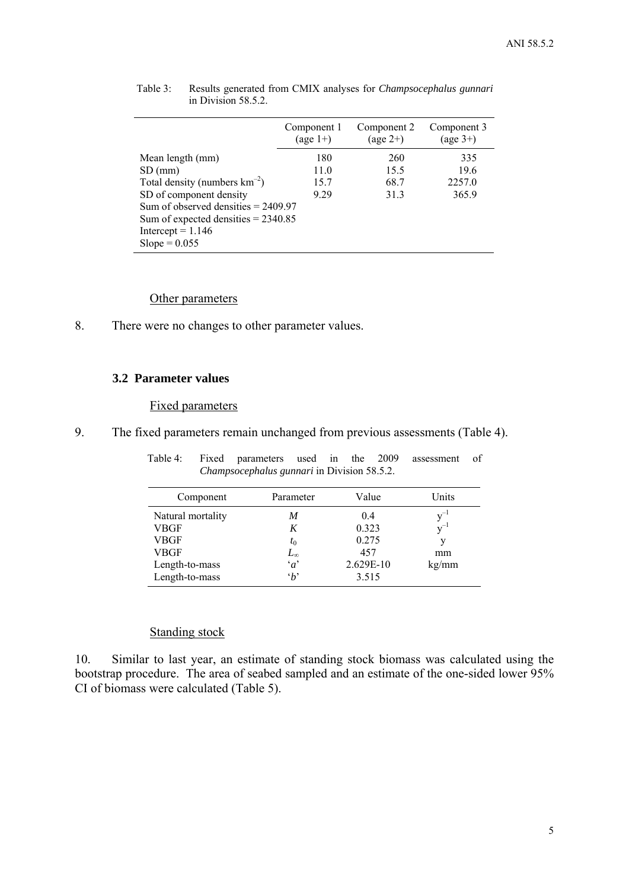Table 3: Results generated from CMIX analyses for *Champsocephalus gunnari* in Division 58.5.2.

| | Component 1 (age 1+) | Component 2 (age 2+) | Component 3 (age 3+) |
|---|---|---|---|
| Mean length (mm) | 180 | 260 | 335 |
| SD (mm) | 11.0 | 15.5 | 19.6 |
| Total density (numbers km$^{-2}$) | 15.7 | 68.7 | 2257.0 |
| SD of component density | 9.29 | 31.3 | 365.9 |
| Sum of observed densities = 2409.97 | | | |
| Sum of expected densities = 2340.85 | | | |
| Intercept = 1.146 | | | |
| Slope = 0.055 | | | |

Other parameters

8. There were no changes to other parameter values.

### 3.2 Parameter values

Fixed parameters

9. The fixed parameters remain unchanged from previous assessments (Table 4).

Table 4: Fixed parameters used in the 2009 assessment of *Champsocephalus gunnari* in Division 58.5.2.

| Component | Parameter | Value | Units |
|---|---|---|---|
| Natural mortality | $M$ | 0.4 | $y^{-1}$ |
| VBGF | $K$ | 0.323 | $y^{-1}$ |
| VBGF | $t_0$ | 0.275 | y |
| VBGF | $L_\infty$ | 457 | mm |
| Length-to-mass | '$a$' | 2.629E-10 | kg/mm |
| Length-to-mass | '$b$' | 3.515 | |

Standing stock

10. Similar to last year, an estimate of standing stock biomass was calculated using the bootstrap procedure. The area of seabed sampled and an estimate of the one-sided lower 95% CI of biomass were calculated (Table 5).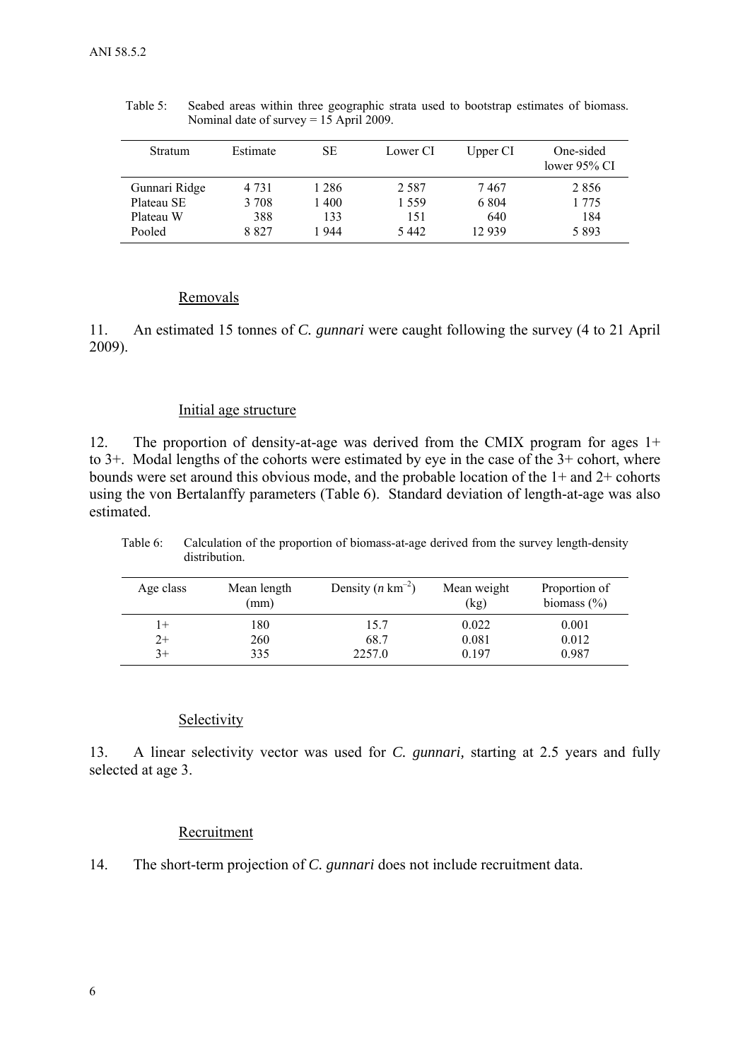Table 5: Seabed areas within three geographic strata used to bootstrap estimates of biomass. Nominal date of survey = 15 April 2009.

| Stratum | Estimate | SE | Lower CI | Upper CI | One-sided lower 95% CI |
|---|---|---|---|---|---|
| Gunnari Ridge | 4 731 | 1 286 | 2 587 | 7 467 | 2 856 |
| Plateau SE | 3 708 | 1 400 | 1 559 | 6 804 | 1 775 |
| Plateau W | 388 | 133 | 151 | 640 | 184 |
| Pooled | 8 827 | 1 944 | 5 442 | 12 939 | 5 893 |

### Removals

11. An estimated 15 tonnes of *C. gunnari* were caught following the survey (4 to 21 April 2009).

### Initial age structure

12. The proportion of density-at-age was derived from the CMIX program for ages 1+ to 3+. Modal lengths of the cohorts were estimated by eye in the case of the 3+ cohort, where bounds were set around this obvious mode, and the probable location of the 1+ and 2+ cohorts using the von Bertalanffy parameters (Table 6). Standard deviation of length-at-age was also estimated.

Table 6: Calculation of the proportion of biomass-at-age derived from the survey length-density distribution.

| Age class | Mean length (mm) | Density ($n$ km$^{-2}$) | Mean weight (kg) | Proportion of biomass (%) |
|---|---|---|---|---|
| 1+ | 180 | 15.7 | 0.022 | 0.001 |
| 2+ | 260 | 68.7 | 0.081 | 0.012 |
| 3+ | 335 | 2257.0 | 0.197 | 0.987 |

### Selectivity

13. A linear selectivity vector was used for *C. gunnari*, starting at 2.5 years and fully selected at age 3.

### Recruitment

14. The short-term projection of *C. gunnari* does not include recruitment data.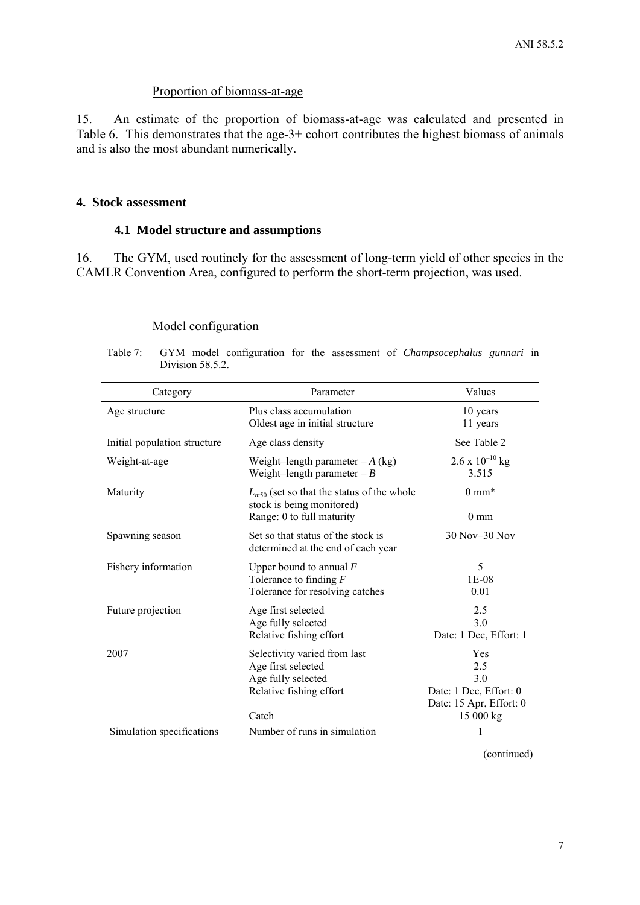### Proportion of biomass-at-age

15. An estimate of the proportion of biomass-at-age was calculated and presented in Table 6. This demonstrates that the age-3+ cohort contributes the highest biomass of animals and is also the most abundant numerically.

## 4. Stock assessment

### 4.1 Model structure and assumptions

16. The GYM, used routinely for the assessment of long-term yield of other species in the CAMLR Convention Area, configured to perform the short-term projection, was used.

### Model configuration

Table 7: GYM model configuration for the assessment of *Champsocephalus gunnari* in Division 58.5.2.

| Category | Parameter | Values |
|---|---|---|
| Age structure | Plus class accumulation<br>Oldest age in initial structure | 10 years<br>11 years |
| Initial population structure | Age class density | See Table 2 |
| Weight-at-age | Weight–length parameter – $A$ (kg)<br>Weight–length parameter – $B$ | $2.6 \times 10^{-10}$ kg<br>3.515 |
| Maturity | $L_{m50}$ (set so that the status of the whole stock is being monitored)<br>Range: 0 to full maturity | 0 mm*<br><br>0 mm |
| Spawning season | Set so that status of the stock is determined at the end of each year | 30 Nov–30 Nov |
| Fishery information | Upper bound to annual $F$<br>Tolerance to finding $F$<br>Tolerance for resolving catches | 5<br>1E-08<br>0.01 |
| Future projection | Age first selected<br>Age fully selected<br>Relative fishing effort | 2.5<br>3.0<br>Date: 1 Dec, Effort: 1 |
| 2007 | Selectivity varied from last<br>Age first selected<br>Age fully selected<br>Relative fishing effort<br><br>Catch | Yes<br>2.5<br>3.0<br>Date: 1 Dec, Effort: 0<br>Date: 15 Apr, Effort: 0<br>15 000 kg |
| Simulation specifications | Number of runs in simulation | 1 |

(continued)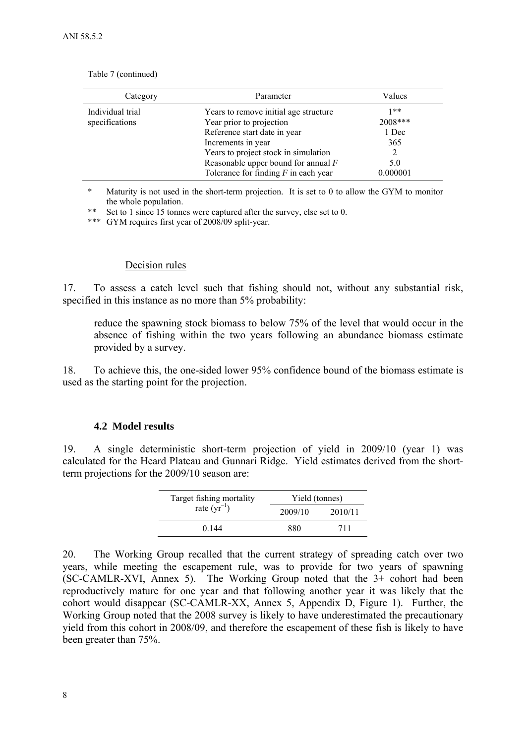Table 7 (continued)

| Category | Parameter | Values |
|---|---|---|
| Individual trial specifications | Years to remove initial age structure | 1** |
| | Year prior to projection | 2008*** |
| | Reference start date in year | 1 Dec |
| | Increments in year | 365 |
| | Years to project stock in simulation | 2 |
| | Reasonable upper bound for annual *F* | 5.0 |
| | Tolerance for finding *F* in each year | 0.000001 |

\* Maturity is not used in the short-term projection. It is set to 0 to allow the GYM to monitor the whole population.

** Set to 1 since 15 tonnes were captured after the survey, else set to 0.

*** GYM requires first year of 2008/09 split-year.

Decision rules

17. To assess a catch level such that fishing should not, without any substantial risk, specified in this instance as no more than 5% probability:

> reduce the spawning stock biomass to below 75% of the level that would occur in the absence of fishing within the two years following an abundance biomass estimate provided by a survey.

18. To achieve this, the one-sided lower 95% confidence bound of the biomass estimate is used as the starting point for the projection.

### 4.2 Model results

19. A single deterministic short-term projection of yield in 2009/10 (year 1) was calculated for the Heard Plateau and Gunnari Ridge. Yield estimates derived from the short-term projections for the 2009/10 season are:

| Target fishing mortality rate ($yr^{-1}$) | Yield (tonnes) | |
|---|---|---|
| | 2009/10 | 2010/11 |
| 0.144 | 880 | 711 |

20. The Working Group recalled that the current strategy of spreading catch over two years, while meeting the escapement rule, was to provide for two years of spawning (SC-CAMLR-XVI, Annex 5). The Working Group noted that the 3+ cohort had been reproductively mature for one year and that following another year it was likely that the cohort would disappear (SC-CAMLR-XX, Annex 5, Appendix D, Figure 1). Further, the Working Group noted that the 2008 survey is likely to have underestimated the precautionary yield from this cohort in 2008/09, and therefore the escapement of these fish is likely to have been greater than 75%.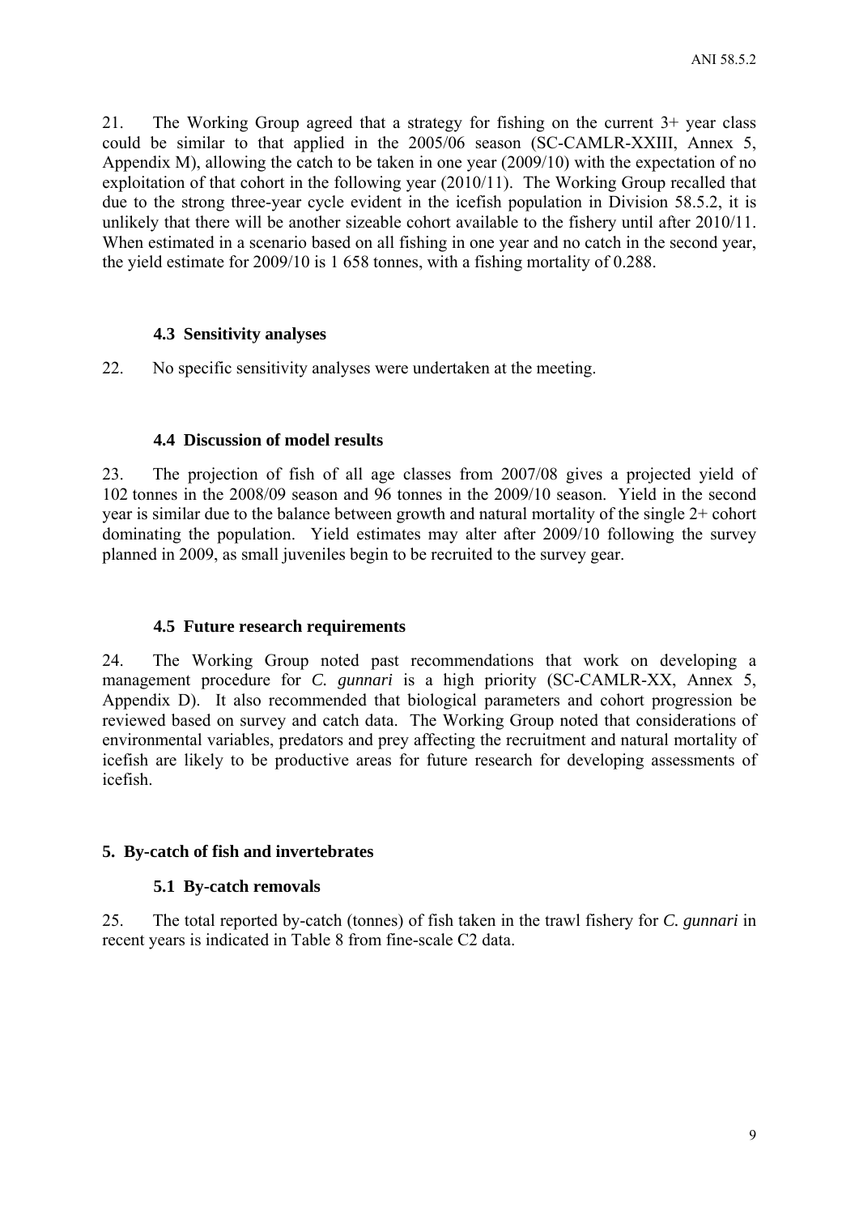21. The Working Group agreed that a strategy for fishing on the current 3+ year class could be similar to that applied in the 2005/06 season (SC-CAMLR-XXIII, Annex 5, Appendix M), allowing the catch to be taken in one year (2009/10) with the expectation of no exploitation of that cohort in the following year (2010/11). The Working Group recalled that due to the strong three-year cycle evident in the icefish population in Division 58.5.2, it is unlikely that there will be another sizeable cohort available to the fishery until after 2010/11. When estimated in a scenario based on all fishing in one year and no catch in the second year, the yield estimate for 2009/10 is 1 658 tonnes, with a fishing mortality of 0.288.

### 4.3 Sensitivity analyses

22. No specific sensitivity analyses were undertaken at the meeting.

### 4.4 Discussion of model results

23. The projection of fish of all age classes from 2007/08 gives a projected yield of 102 tonnes in the 2008/09 season and 96 tonnes in the 2009/10 season. Yield in the second year is similar due to the balance between growth and natural mortality of the single 2+ cohort dominating the population. Yield estimates may alter after 2009/10 following the survey planned in 2009, as small juveniles begin to be recruited to the survey gear.

### 4.5 Future research requirements

24. The Working Group noted past recommendations that work on developing a management procedure for *C. gunnari* is a high priority (SC-CAMLR-XX, Annex 5, Appendix D). It also recommended that biological parameters and cohort progression be reviewed based on survey and catch data. The Working Group noted that considerations of environmental variables, predators and prey affecting the recruitment and natural mortality of icefish are likely to be productive areas for future research for developing assessments of icefish.

## 5. By-catch of fish and invertebrates

### 5.1 By-catch removals

25. The total reported by-catch (tonnes) of fish taken in the trawl fishery for *C. gunnari* in recent years is indicated in Table 8 from fine-scale C2 data.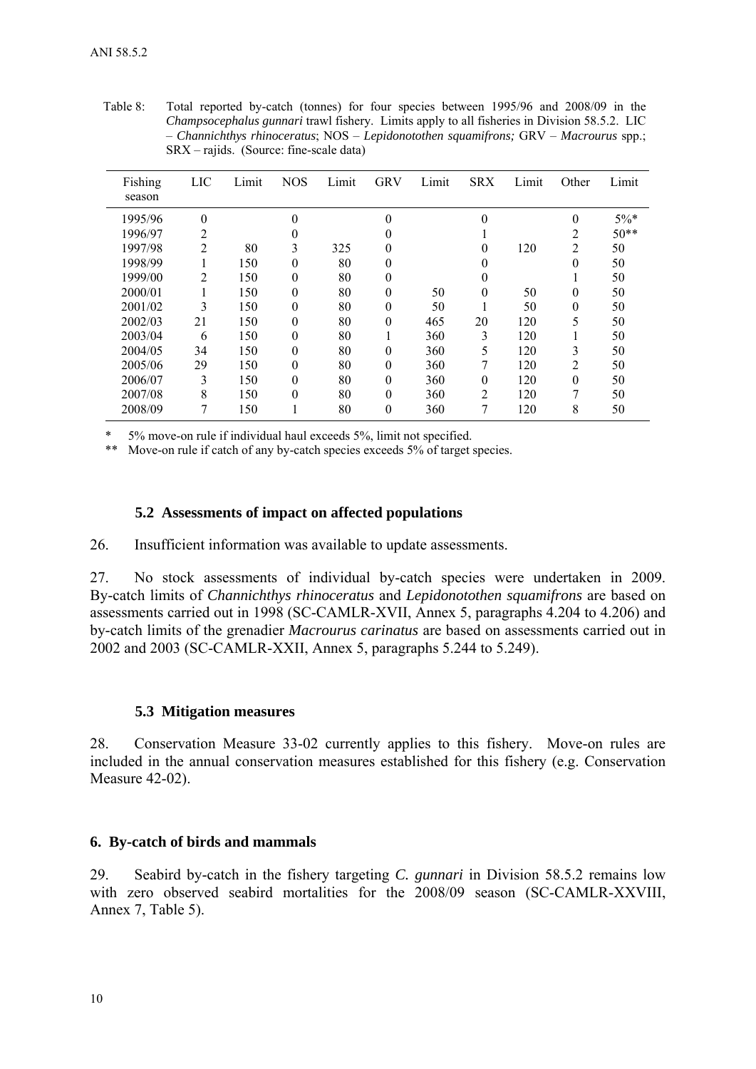Table 8: Total reported by-catch (tonnes) for four species between 1995/96 and 2008/09 in the *Champsocephalus gunnari* trawl fishery. Limits apply to all fisheries in Division 58.5.2. LIC – *Channichthys rhinoceratus*; NOS – *Lepidonotothen squamifrons;* GRV – *Macrourus* spp.; SRX – rajids. (Source: fine-scale data)

| Fishing season | LIC | Limit | NOS | Limit | GRV | Limit | SRX | Limit | Other | Limit |
|---|---|---|---|---|---|---|---|---|---|---|
| 1995/96 | 0 | | 0 | | 0 | | 0 | | 0 | 5%* |
| 1996/97 | 2 | | 0 | | 0 | | 1 | | 2 | 50** |
| 1997/98 | 2 | 80 | 3 | 325 | 0 | | 0 | 120 | 2 | 50 |
| 1998/99 | 1 | 150 | 0 | 80 | 0 | | 0 | | 0 | 50 |
| 1999/00 | 2 | 150 | 0 | 80 | 0 | | 0 | | 1 | 50 |
| 2000/01 | 1 | 150 | 0 | 80 | 0 | 50 | 0 | 50 | 0 | 50 |
| 2001/02 | 3 | 150 | 0 | 80 | 0 | 50 | 1 | 50 | 0 | 50 |
| 2002/03 | 21 | 150 | 0 | 80 | 0 | 465 | 20 | 120 | 5 | 50 |
| 2003/04 | 6 | 150 | 0 | 80 | 1 | 360 | 3 | 120 | 1 | 50 |
| 2004/05 | 34 | 150 | 0 | 80 | 0 | 360 | 5 | 120 | 3 | 50 |
| 2005/06 | 29 | 150 | 0 | 80 | 0 | 360 | 7 | 120 | 2 | 50 |
| 2006/07 | 3 | 150 | 0 | 80 | 0 | 360 | 0 | 120 | 0 | 50 |
| 2007/08 | 8 | 150 | 0 | 80 | 0 | 360 | 2 | 120 | 7 | 50 |
| 2008/09 | 7 | 150 | 1 | 80 | 0 | 360 | 7 | 120 | 8 | 50 |

\* 5% move-on rule if individual haul exceeds 5%, limit not specified.

\*\* Move-on rule if catch of any by-catch species exceeds 5% of target species.

### 5.2 Assessments of impact on affected populations

26. Insufficient information was available to update assessments.

27. No stock assessments of individual by-catch species were undertaken in 2009. By-catch limits of *Channichthys rhinoceratus* and *Lepidonotothen squamifrons* are based on assessments carried out in 1998 (SC-CAMLR-XVII, Annex 5, paragraphs 4.204 to 4.206) and by-catch limits of the grenadier *Macrourus carinatus* are based on assessments carried out in 2002 and 2003 (SC-CAMLR-XXII, Annex 5, paragraphs 5.244 to 5.249).

### 5.3 Mitigation measures

28. Conservation Measure 33-02 currently applies to this fishery. Move-on rules are included in the annual conservation measures established for this fishery (e.g. Conservation Measure 42-02).

## 6. By-catch of birds and mammals

29. Seabird by-catch in the fishery targeting *C. gunnari* in Division 58.5.2 remains low with zero observed seabird mortalities for the 2008/09 season (SC-CAMLR-XXVIII, Annex 7, Table 5).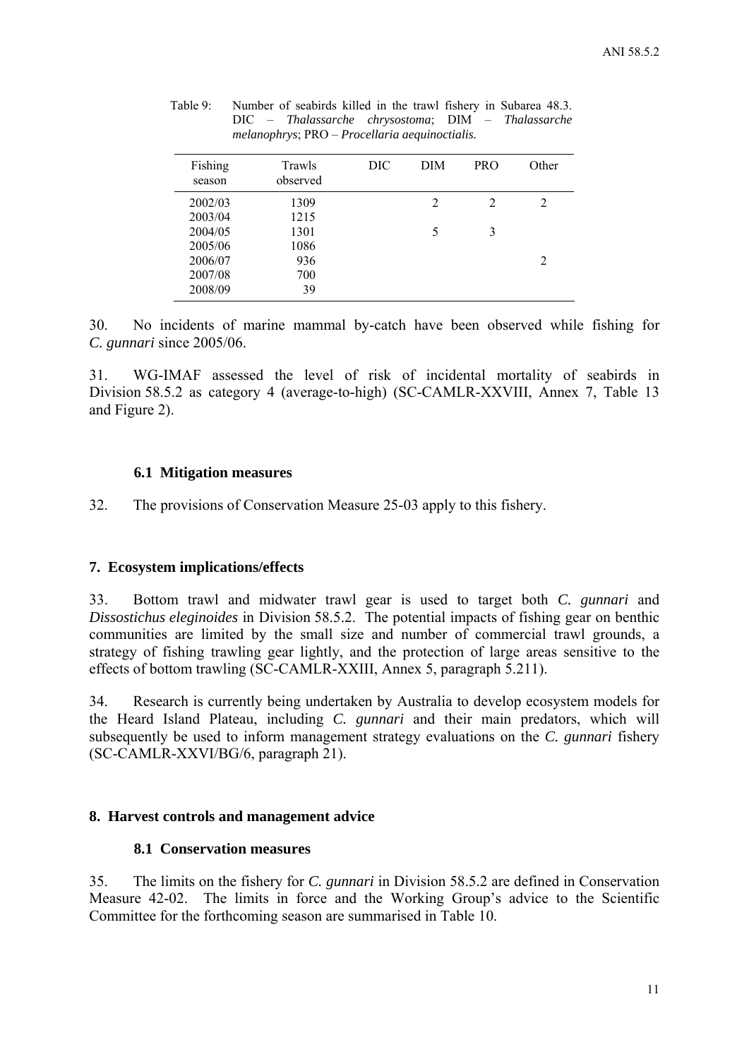Table 9: Number of seabirds killed in the trawl fishery in Subarea 48.3. DIC – *Thalassarche chrysostoma*; DIM – *Thalassarche melanophrys*; PRO – *Procellaria aequinoctialis.*

| Fishing season | Trawls observed | DIC | DIM | PRO | Other |
|---|---|---|---|---|---|
| 2002/03 | 1309 | | 2 | 2 | 2 |
| 2003/04 | 1215 | | | | |
| 2004/05 | 1301 | | 5 | 3 | |
| 2005/06 | 1086 | | | | |
| 2006/07 | 936 | | | | 2 |
| 2007/08 | 700 | | | | |
| 2008/09 | 39 | | | | |

30. No incidents of marine mammal by-catch have been observed while fishing for *C. gunnari* since 2005/06.

31. WG-IMAF assessed the level of risk of incidental mortality of seabirds in Division 58.5.2 as category 4 (average-to-high) (SC-CAMLR-XXVIII, Annex 7, Table 13 and Figure 2).

### 6.1 Mitigation measures

32. The provisions of Conservation Measure 25-03 apply to this fishery.

## 7. Ecosystem implications/effects

33. Bottom trawl and midwater trawl gear is used to target both *C. gunnari* and *Dissostichus eleginoides* in Division 58.5.2. The potential impacts of fishing gear on benthic communities are limited by the small size and number of commercial trawl grounds, a strategy of fishing trawling gear lightly, and the protection of large areas sensitive to the effects of bottom trawling (SC-CAMLR-XXIII, Annex 5, paragraph 5.211).

34. Research is currently being undertaken by Australia to develop ecosystem models for the Heard Island Plateau, including *C. gunnari* and their main predators, which will subsequently be used to inform management strategy evaluations on the *C. gunnari* fishery (SC-CAMLR-XXVI/BG/6, paragraph 21).

## 8. Harvest controls and management advice

### 8.1 Conservation measures

35. The limits on the fishery for *C. gunnari* in Division 58.5.2 are defined in Conservation Measure 42-02. The limits in force and the Working Group's advice to the Scientific Committee for the forthcoming season are summarised in Table 10.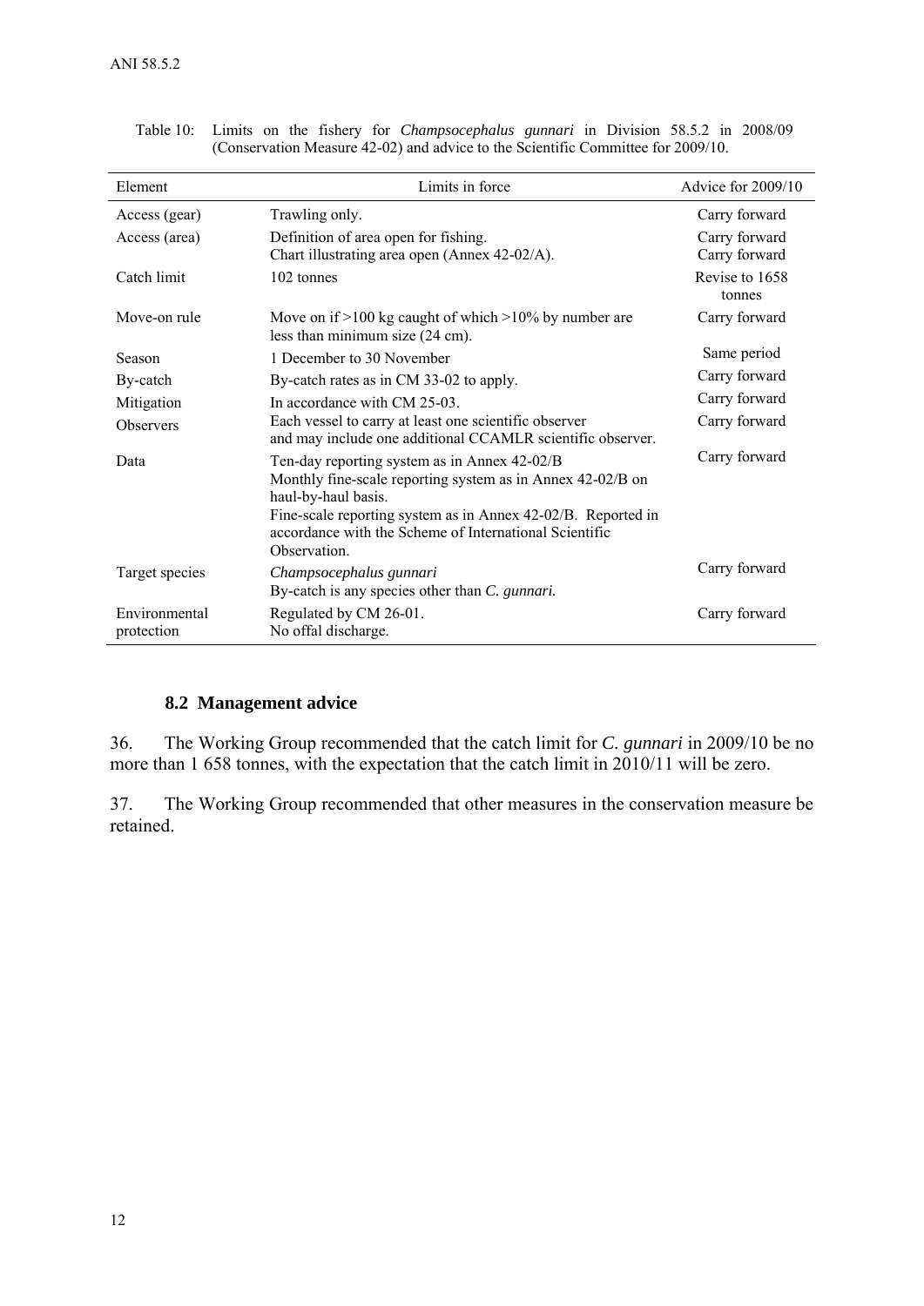Table 10: Limits on the fishery for *Champsocephalus gunnari* in Division 58.5.2 in 2008/09 (Conservation Measure 42-02) and advice to the Scientific Committee for 2009/10.

| Element | Limits in force | Advice for 2009/10 |
|---|---|---|
| Access (gear) | Trawling only. | Carry forward |
| Access (area) | Definition of area open for fishing.<br>Chart illustrating area open (Annex 42-02/A). | Carry forward<br>Carry forward |
| Catch limit | 102 tonnes | Revise to 1658 tonnes |
| Move-on rule | Move on if >100 kg caught of which >10% by number are less than minimum size (24 cm). | Carry forward |
| Season | 1 December to 30 November | Same period |
| By-catch | By-catch rates as in CM 33-02 to apply. | Carry forward |
| Mitigation | In accordance with CM 25-03. | Carry forward |
| Observers | Each vessel to carry at least one scientific observer and may include one additional CCAMLR scientific observer. | Carry forward |
| Data | Ten-day reporting system as in Annex 42-02/B<br>Monthly fine-scale reporting system as in Annex 42-02/B on haul-by-haul basis.<br>Fine-scale reporting system as in Annex 42-02/B. Reported in accordance with the Scheme of International Scientific Observation. | Carry forward |
| Target species | *Champsocephalus gunnari*<br>By-catch is any species other than *C. gunnari.* | Carry forward |
| Environmental protection | Regulated by CM 26-01.<br>No offal discharge. | Carry forward |

### 8.2 Management advice

36. The Working Group recommended that the catch limit for *C. gunnari* in 2009/10 be no more than 1 658 tonnes, with the expectation that the catch limit in 2010/11 will be zero.

37. The Working Group recommended that other measures in the conservation measure be retained.